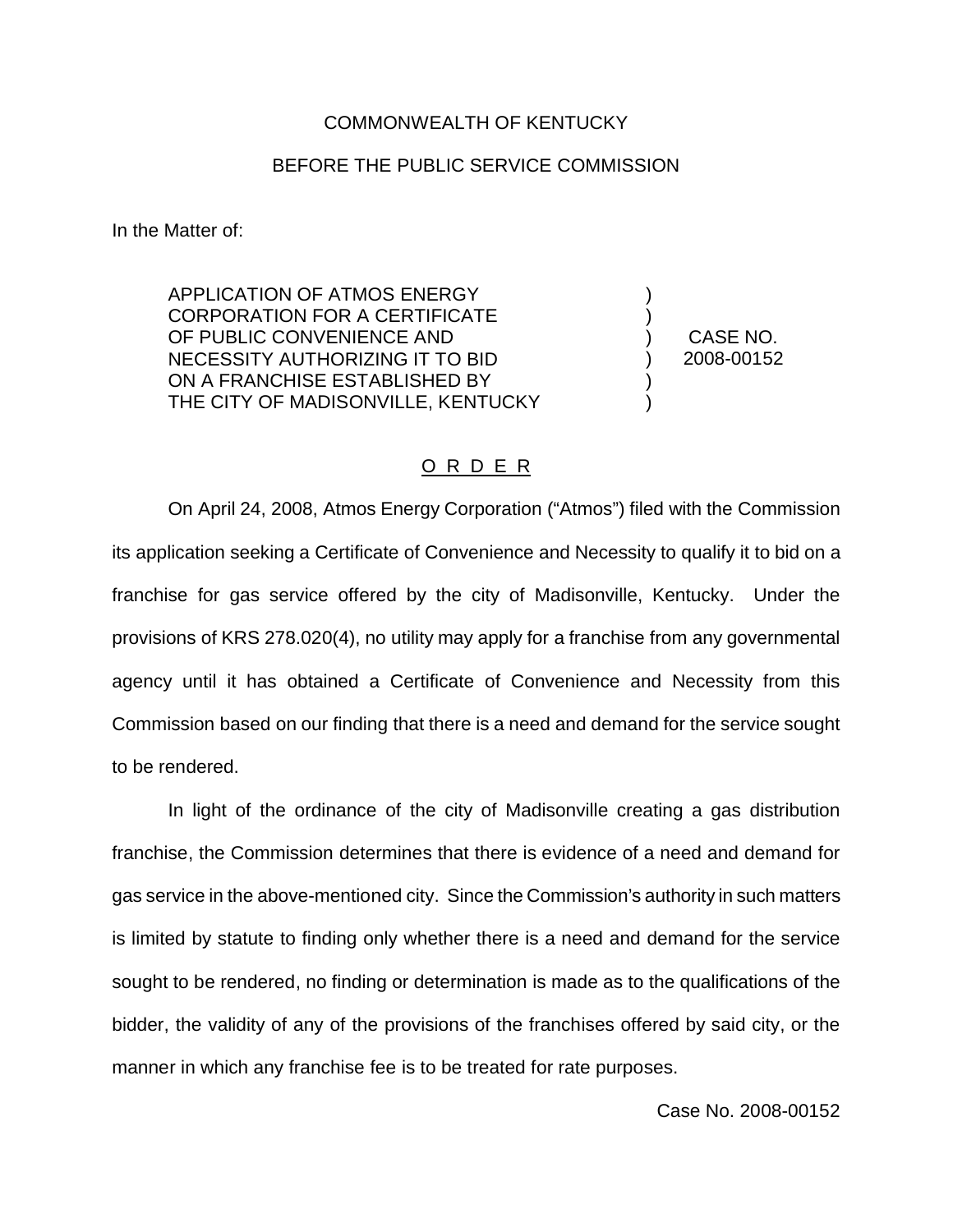COMMONWEALTH OF KENTUCKY

BEFORE THE PUBLIC SERVICE COMMISSION

In the Matter of:

| | | |
|---|---|---|
| APPLICATION OF ATMOS ENERGY CORPORATION FOR A CERTIFICATE OF PUBLIC CONVENIENCE AND NECESSITY AUTHORIZING IT TO BID ON A FRANCHISE ESTABLISHED BY THE CITY OF MADISONVILLE, KENTUCKY | ) | CASE NO. 2008-00152 |

## O R D E R

On April 24, 2008, Atmos Energy Corporation ("Atmos") filed with the Commission its application seeking a Certificate of Convenience and Necessity to qualify it to bid on a franchise for gas service offered by the city of Madisonville, Kentucky. Under the provisions of KRS 278.020(4), no utility may apply for a franchise from any governmental agency until it has obtained a Certificate of Convenience and Necessity from this Commission based on our finding that there is a need and demand for the service sought to be rendered.

In light of the ordinance of the city of Madisonville creating a gas distribution franchise, the Commission determines that there is evidence of a need and demand for gas service in the above-mentioned city. Since the Commission's authority in such matters is limited by statute to finding only whether there is a need and demand for the service sought to be rendered, no finding or determination is made as to the qualifications of the bidder, the validity of any of the provisions of the franchises offered by said city, or the manner in which any franchise fee is to be treated for rate purposes.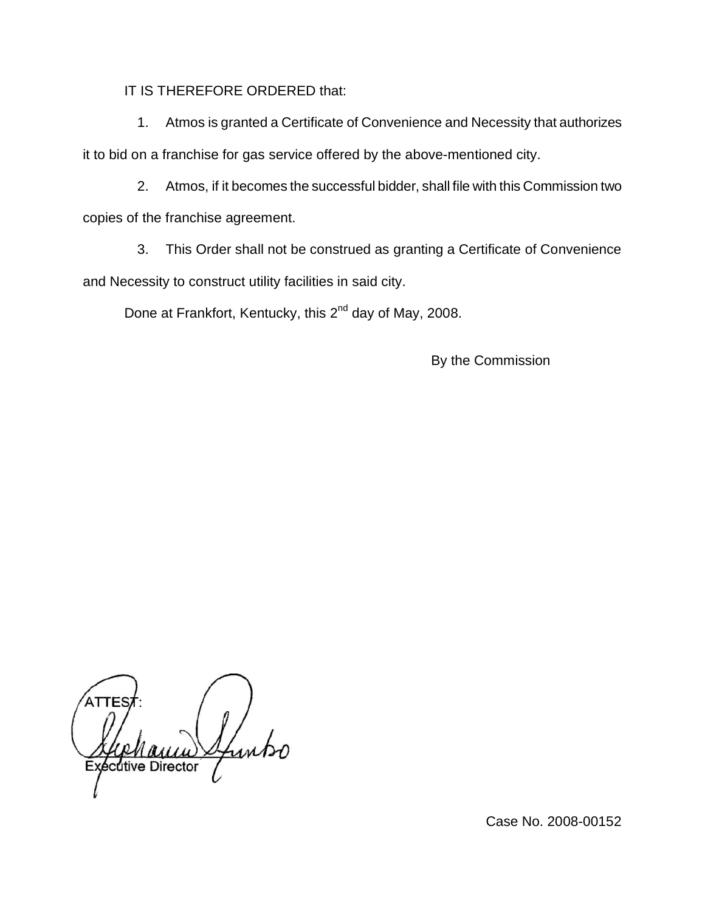IT IS THEREFORE ORDERED that:

1. Atmos is granted a Certificate of Convenience and Necessity that authorizes it to bid on a franchise for gas service offered by the above-mentioned city.

2. Atmos, if it becomes the successful bidder, shall file with this Commission two copies of the franchise agreement.

3. This Order shall not be construed as granting a Certificate of Convenience and Necessity to construct utility facilities in said city.

Done at Frankfort, Kentucky, this 2nd day of May, 2008.

By the Commission

ATTEST:

Executive Director

Case No. 2008-00152